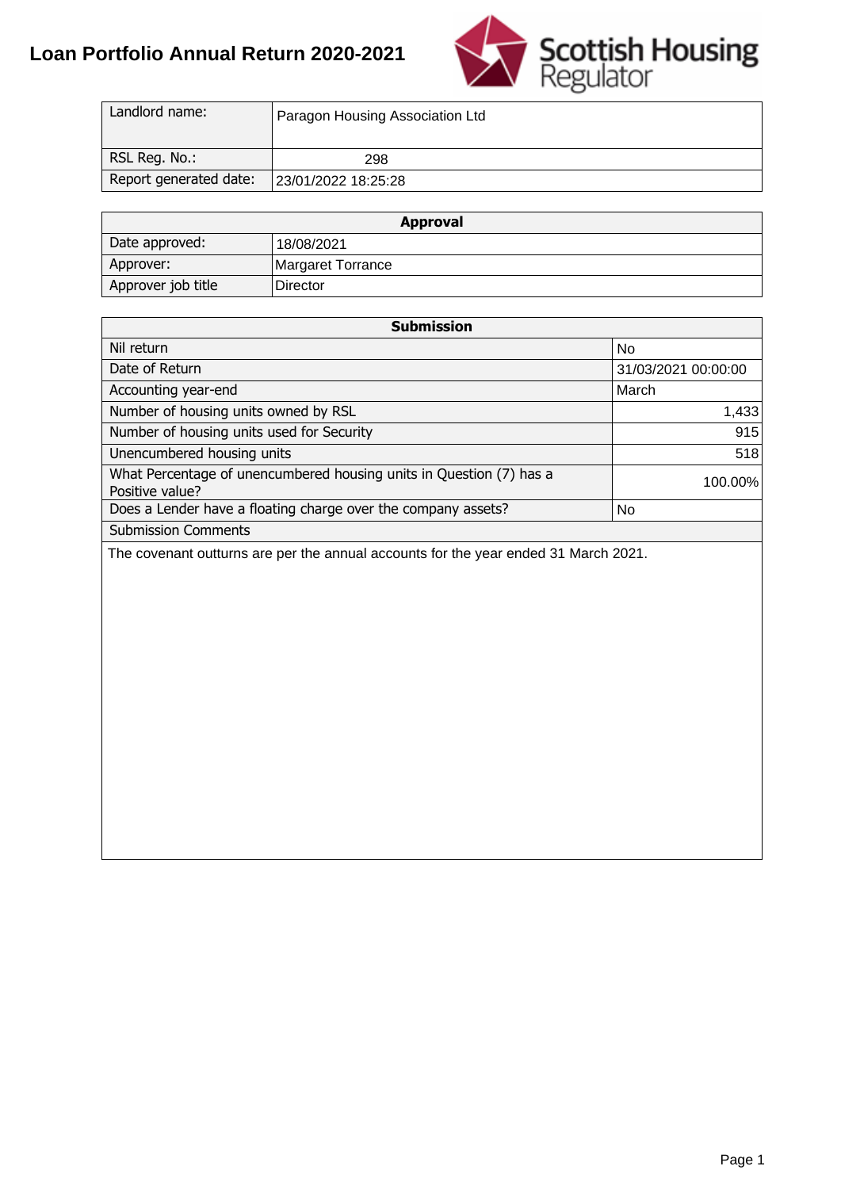# Loan Portfolio Annual Return 2020-2021

Scottish Housing Regulator

| Landlord name: | Paragon Housing Association Ltd |
|---|---|
| RSL Reg. No.: | 298 |
| Report generated date: | 23/01/2022 18:25:28 |

| Approval | |
|---|---|
| Date approved: | 18/08/2021 |
| Approver: | Margaret Torrance |
| Approver job title | Director |

| Submission | |
|---|---|
| Nil return | No |
| Date of Return | 31/03/2021 00:00:00 |
| Accounting year-end | March |
| Number of housing units owned by RSL | 1,433 |
| Number of housing units used for Security | 915 |
| Unencumbered housing units | 518 |
| What Percentage of unencumbered housing units in Question (7) has a Positive value? | 100.00% |
| Does a Lender have a floating charge over the company assets? | No |
| Submission Comments | |

The covenant outturns are per the annual accounts for the year ended 31 March 2021.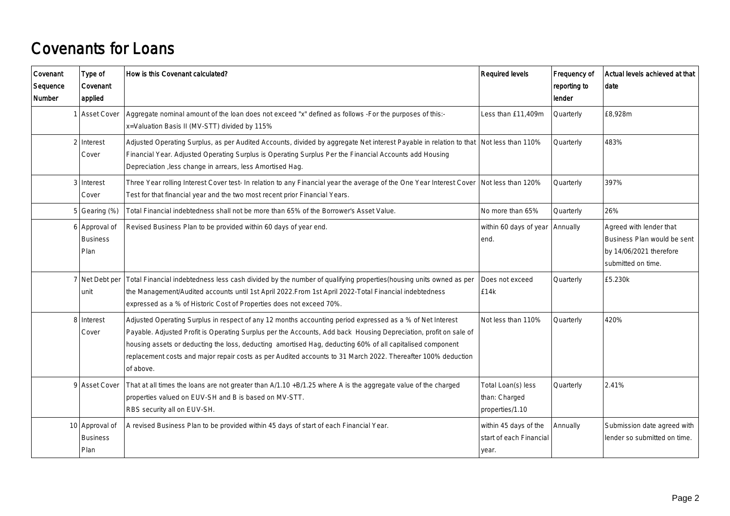# Covenants for Loans

| Covenant Sequence Number | Type of Covenant applied | How is this Covenant calculated? | Required levels | Frequency of reporting to lender | Actual levels achieved at that date |
|---|---|---|---|---|---|
| 1 | Asset Cover | Aggregate nominal amount of the loan does not exceed "x" defined as follows -For the purposes of this:- x=Valuation Basis II (MV-STT) divided by 115% | Less than £11,409m | Quarterly | £8,928m |
| 2 | Interest Cover | Adjusted Operating Surplus, as per Audited Accounts, divided by aggregate Net interest Payable in relation to that Financial Year. Adjusted Operating Surplus is Operating Surplus Per the Financial Accounts add Housing Depreciation ,less change in arrears, less Amortised Hag. | Not less than 110% | Quarterly | 483% |
| 3 | Interest Cover | Three Year rolling Interest Cover test- In relation to any Financial year the average of the One Year Interest Cover Test for that financial year and the two most recent prior Financial Years. | Not less than 120% | Quarterly | 397% |
| 5 | Gearing (%) | Total Financial indebtedness shall not be more than 65% of the Borrower's Asset Value. | No more than 65% | Quarterly | 26% |
| 6 | Approval of Business Plan | Revised Business Plan to be provided within 60 days of year end. | within 60 days of year end. | Annually | Agreed with lender that Business Plan would be sent by 14/06/2021 therefore submitted on time. |
| 7 | Net Debt per unit | Total Financial indebtedness less cash divided by the number of qualifying properties(housing units owned as per the Management/Audited accounts until 1st April 2022.From 1st April 2022-Total Financial indebtedness expressed as a % of Historic Cost of Properties does not exceed 70%. | Does not exceed £14k | Quarterly | £5.230k |
| 8 | Interest Cover | Adjusted Operating Surplus in respect of any 12 months accounting period expressed as a % of Net Interest Payable. Adjusted Profit is Operating Surplus per the Accounts, Add back Housing Depreciation, profit on sale of housing assets or deducting the loss, deducting amortised Hag, deducting 60% of all capitalised component replacement costs and major repair costs as per Audited accounts to 31 March 2022. Thereafter 100% deduction of above. | Not less than 110% | Quarterly | 420% |
| 9 | Asset Cover | That at all times the loans are not greater than A/1.10 +B/1.25 where A is the aggregate value of the charged properties valued on EUV-SH and B is based on MV-STT. RBS security all on EUV-SH. | Total Loan(s) less than: Charged properties/1.10 | Quarterly | 2.41% |
| 10 | Approval of Business Plan | A revised Business Plan to be provided within 45 days of start of each Financial Year. | within 45 days of the start of each Financial year. | Annually | Submission date agreed with lender so submitted on time. |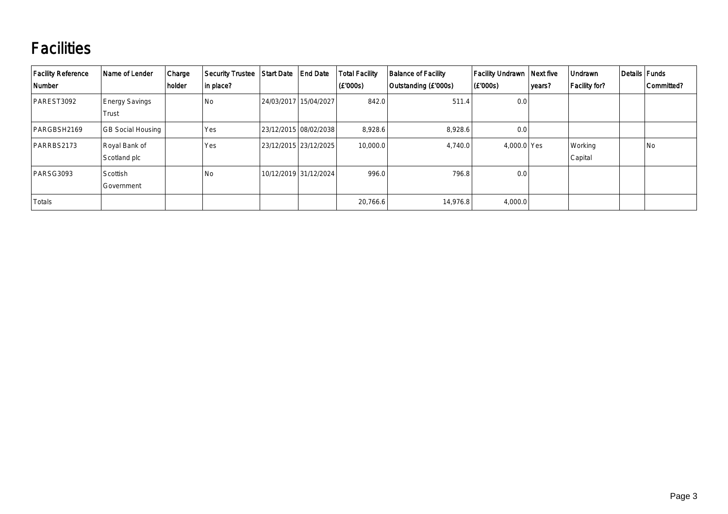# Facilities

| Facility Reference Number | Name of Lender | Charge holder | Security Trustee in place? | Start Date | End Date | Total Facility (£'000s) | Balance of Facility Outstanding (£'000s) | Facility Undrawn (£'000s) | Next five years? | Undrawn Facility for? | Details | Funds Committed? |
|---|---|---|---|---|---|---|---|---|---|---|---|---|
| PAREST3092 | Energy Savings Trust | | No | 24/03/2017 | 15/04/2027 | 842.0 | 511.4 | 0.0 | | | | |
| PARGBSH2169 | GB Social Housing | | Yes | 23/12/2015 | 08/02/2038 | 8,928.6 | 8,928.6 | 0.0 | | | | |
| PARRBS2173 | Royal Bank of Scotland plc | | Yes | 23/12/2015 | 23/12/2025 | 10,000.0 | 4,740.0 | 4,000.0 | Yes | Working Capital | | No |
| PARSG3093 | Scottish Government | | No | 10/12/2019 | 31/12/2024 | 996.0 | 796.8 | 0.0 | | | | |
| Totals | | | | | | 20,766.6 | 14,976.8 | 4,000.0 | | | | |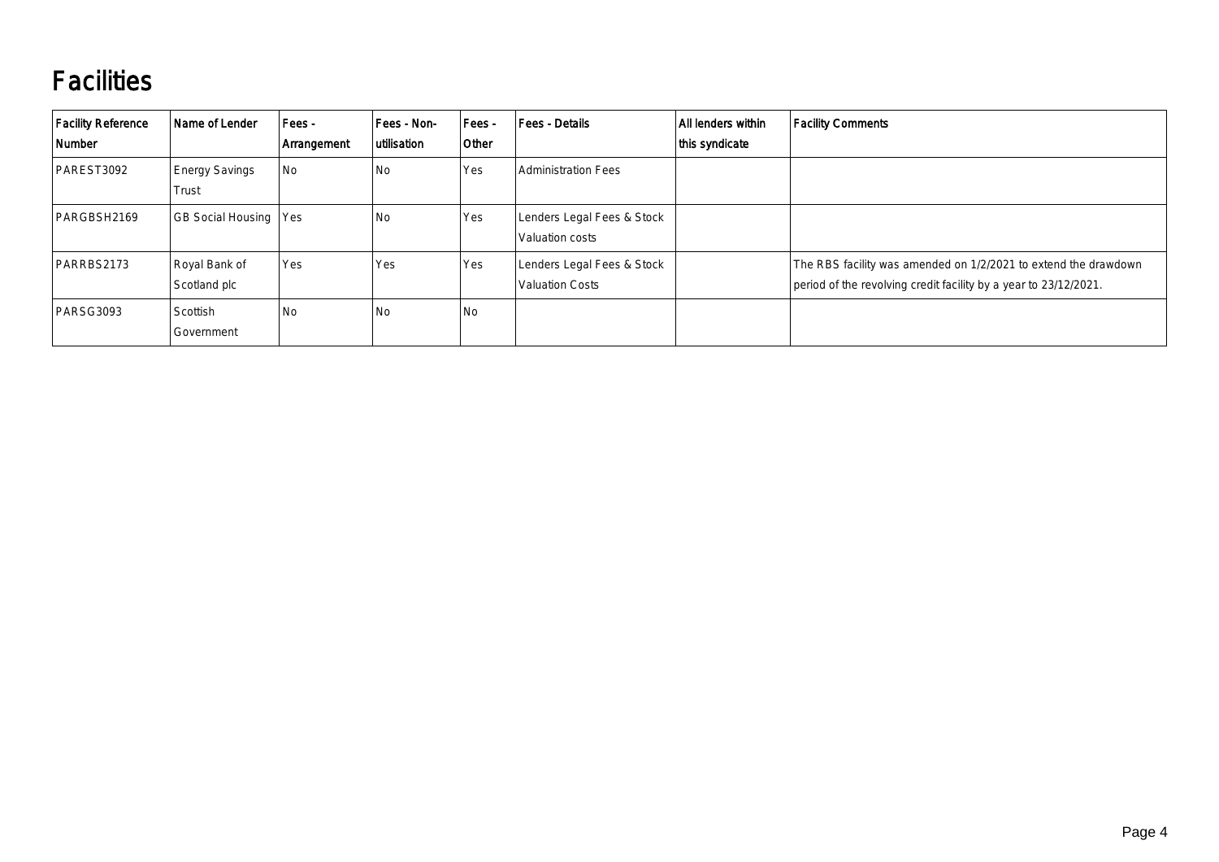# Facilities

| Facility Reference Number | Name of Lender | Fees - Arrangement | Fees - Non-utilisation | Fees - Other | Fees - Details | All lenders within this syndicate | Facility Comments |
|---|---|---|---|---|---|---|---|
| PAREST3092 | Energy Savings Trust | No | No | Yes | Administration Fees | | |
| PARGBSH2169 | GB Social Housing | Yes | No | Yes | Lenders Legal Fees & Stock Valuation costs | | |
| PARRBS2173 | Royal Bank of Scotland plc | Yes | Yes | Yes | Lenders Legal Fees & Stock Valuation Costs | | The RBS facility was amended on 1/2/2021 to extend the drawdown period of the revolving credit facility by a year to 23/12/2021. |
| PARSG3093 | Scottish Government | No | No | No | | | |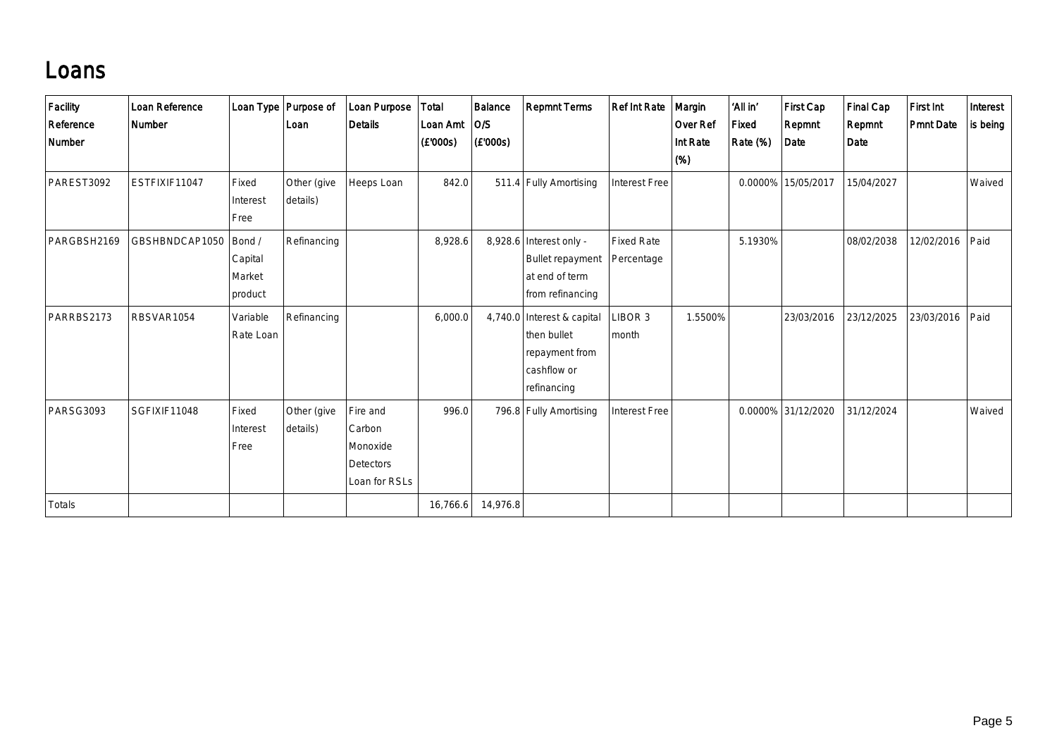# Loans

| Facility Reference Number | Loan Reference Number | Loan Type | Purpose of Loan | Loan Purpose Details | Total Loan Amt (£'000s) | Balance O/S (£'000s) | Repmnt Terms | Ref Int Rate | Margin Over Ref Int Rate (%) | 'All in' Fixed Rate (%) | First Cap Repmnt Date | Final Cap Repmnt Date | First Int Pmnt Date | Interest is being |
|---|---|---|---|---|---|---|---|---|---|---|---|---|---|---|
| PAREST3092 | ESTFIXIF11047 | Fixed Interest Free | Other (give details) | Heeps Loan | 842.0 | 511.4 | Fully Amortising | Interest Free | | 0.0000% | 15/05/2017 | 15/04/2027 | | Waived |
| PARGBSH2169 | GBSHBNDCAP1050 | Bond / Capital Market product | Refinancing | | 8,928.6 | 8,928.6 | Interest only - Bullet repayment at end of term from refinancing | Fixed Rate Percentage | | 5.1930% | | 08/02/2038 | 12/02/2016 | Paid |
| PARRBS2173 | RBSVAR1054 | Variable Rate Loan | Refinancing | | 6,000.0 | 4,740.0 | Interest & capital then bullet repayment from cashflow or refinancing | LIBOR 3 month | 1.5500% | | 23/03/2016 | 23/12/2025 | 23/03/2016 | Paid |
| PARSG3093 | SGFIXIF11048 | Fixed Interest Free | Other (give details) | Fire and Carbon Monoxide Detectors Loan for RSLs | 996.0 | 796.8 | Fully Amortising | Interest Free | | 0.0000% | 31/12/2020 | 31/12/2024 | | Waived |
| Totals | | | | | 16,766.6 | 14,976.8 | | | | | | | | |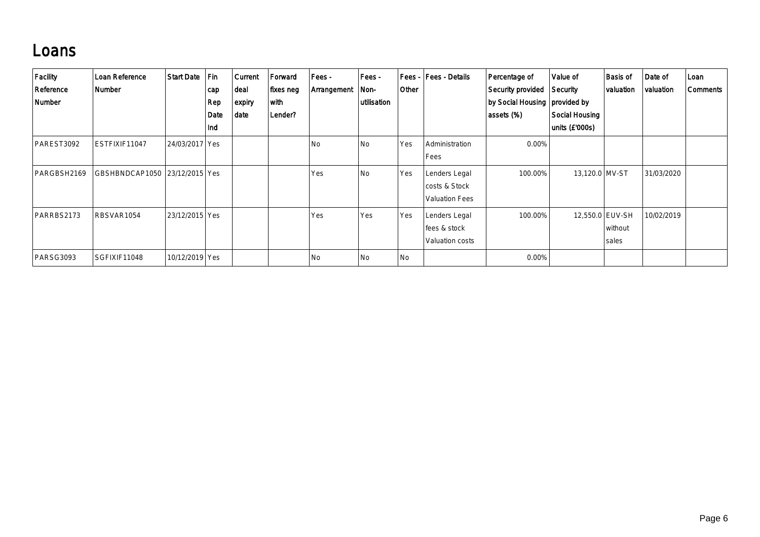# Loans

| Facility Reference Number | Loan Reference Number | Start Date | Fin cap Rep Date Ind | Current deal expiry date | Forward fixes neg with Lender? | Fees - Arrangement | Fees - Non-utilisation | Fees - Other | Fees - Details | Percentage of Security provided by Social Housing assets (%) | Value of Security provided by Social Housing units (£'000s) | Basis of valuation | Date of valuation | Loan Comments |
|---|---|---|---|---|---|---|---|---|---|---|---|---|---|---|
| PAREST3092 | ESTFIXIF11047 | 24/03/2017 | Yes | | | No | No | Yes | Administration Fees | 0.00% | | | | |
| PARGBSH2169 | GBSHBNDCAP1050 | 23/12/2015 | Yes | | | Yes | No | Yes | Lenders Legal costs & Stock Valuation Fees | 100.00% | 13,120.0 | MV-ST | 31/03/2020 | |
| PARRBS2173 | RBSVAR1054 | 23/12/2015 | Yes | | | Yes | Yes | Yes | Lenders Legal fees & stock Valuation costs | 100.00% | 12,550.0 | EUV-SH without sales | 10/02/2019 | |
| PARSG3093 | SGFIXIF11048 | 10/12/2019 | Yes | | | No | No | No | | 0.00% | | | | |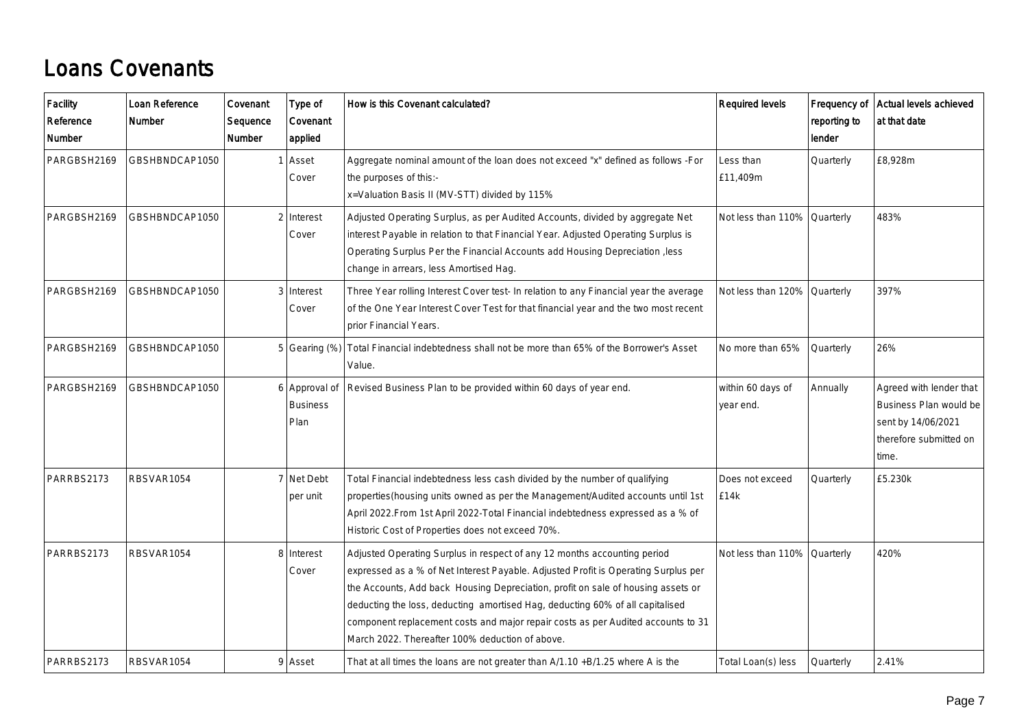# Loans Covenants

| Facility Reference Number | Loan Reference Number | Covenant Sequence Number | Type of Covenant applied | How is this Covenant calculated? | Required levels | Frequency of reporting to lender | Actual levels achieved at that date |
|---|---|---|---|---|---|---|---|
| PARGBSH2169 | GBSHBNDCAP1050 | 1 | Asset Cover | Aggregate nominal amount of the loan does not exceed "x" defined as follows -For the purposes of this:- x=Valuation Basis II (MV-STT) divided by 115% | Less than £11,409m | Quarterly | £8,928m |
| PARGBSH2169 | GBSHBNDCAP1050 | 2 | Interest Cover | Adjusted Operating Surplus, as per Audited Accounts, divided by aggregate Net interest Payable in relation to that Financial Year. Adjusted Operating Surplus is Operating Surplus Per the Financial Accounts add Housing Depreciation ,less change in arrears, less Amortised Hag. | Not less than 110% | Quarterly | 483% |
| PARGBSH2169 | GBSHBNDCAP1050 | 3 | Interest Cover | Three Year rolling Interest Cover test- In relation to any Financial year the average of the One Year Interest Cover Test for that financial year and the two most recent prior Financial Years. | Not less than 120% | Quarterly | 397% |
| PARGBSH2169 | GBSHBNDCAP1050 | 5 | Gearing (%) | Total Financial indebtedness shall not be more than 65% of the Borrower's Asset Value. | No more than 65% | Quarterly | 26% |
| PARGBSH2169 | GBSHBNDCAP1050 | 6 | Approval of Business Plan | Revised Business Plan to be provided within 60 days of year end. | within 60 days of year end. | Annually | Agreed with lender that Business Plan would be sent by 14/06/2021 therefore submitted on time. |
| PARRBS2173 | RBSVAR1054 | 7 | Net Debt per unit | Total Financial indebtedness less cash divided by the number of qualifying properties(housing units owned as per the Management/Audited accounts until 1st April 2022.From 1st April 2022-Total Financial indebtedness expressed as a % of Historic Cost of Properties does not exceed 70%. | Does not exceed £14k | Quarterly | £5.230k |
| PARRBS2173 | RBSVAR1054 | 8 | Interest Cover | Adjusted Operating Surplus in respect of any 12 months accounting period expressed as a % of Net Interest Payable. Adjusted Profit is Operating Surplus per the Accounts, Add back Housing Depreciation, profit on sale of housing assets or deducting the loss, deducting amortised Hag, deducting 60% of all capitalised component replacement costs and major repair costs as per Audited accounts to 31 March 2022. Thereafter 100% deduction of above. | Not less than 110% | Quarterly | 420% |
| PARRBS2173 | RBSVAR1054 | 9 | Asset | That at all times the loans are not greater than A/1.10 +B/1.25 where A is the | Total Loan(s) less | Quarterly | 2.41% |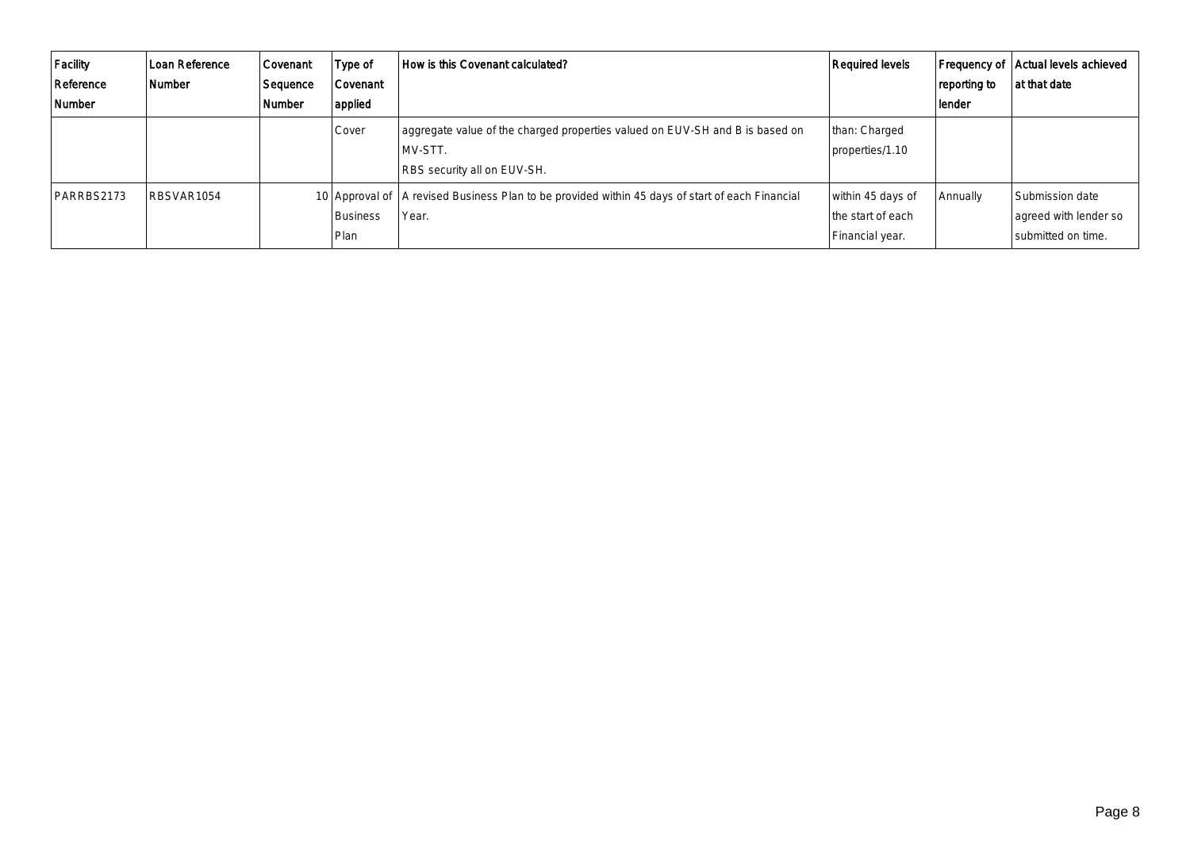| Facility Reference Number | Loan Reference Number | Covenant Sequence Number | Type of Covenant applied | How is this Covenant calculated? | Required levels | Frequency of reporting to lender | Actual levels achieved at that date |
|---|---|---|---|---|---|---|---|
| | | | Cover | aggregate value of the charged properties valued on EUV-SH and B is based on MV-STT.<br>RBS security all on EUV-SH. | than: Charged properties/1.10 | | |
| PARRBS2173 | RBSVAR1054 | 10 | Approval of Business Plan | A revised Business Plan to be provided within 45 days of start of each Financial Year. | within 45 days of the start of each Financial year. | Annually | Submission date agreed with lender so submitted on time. |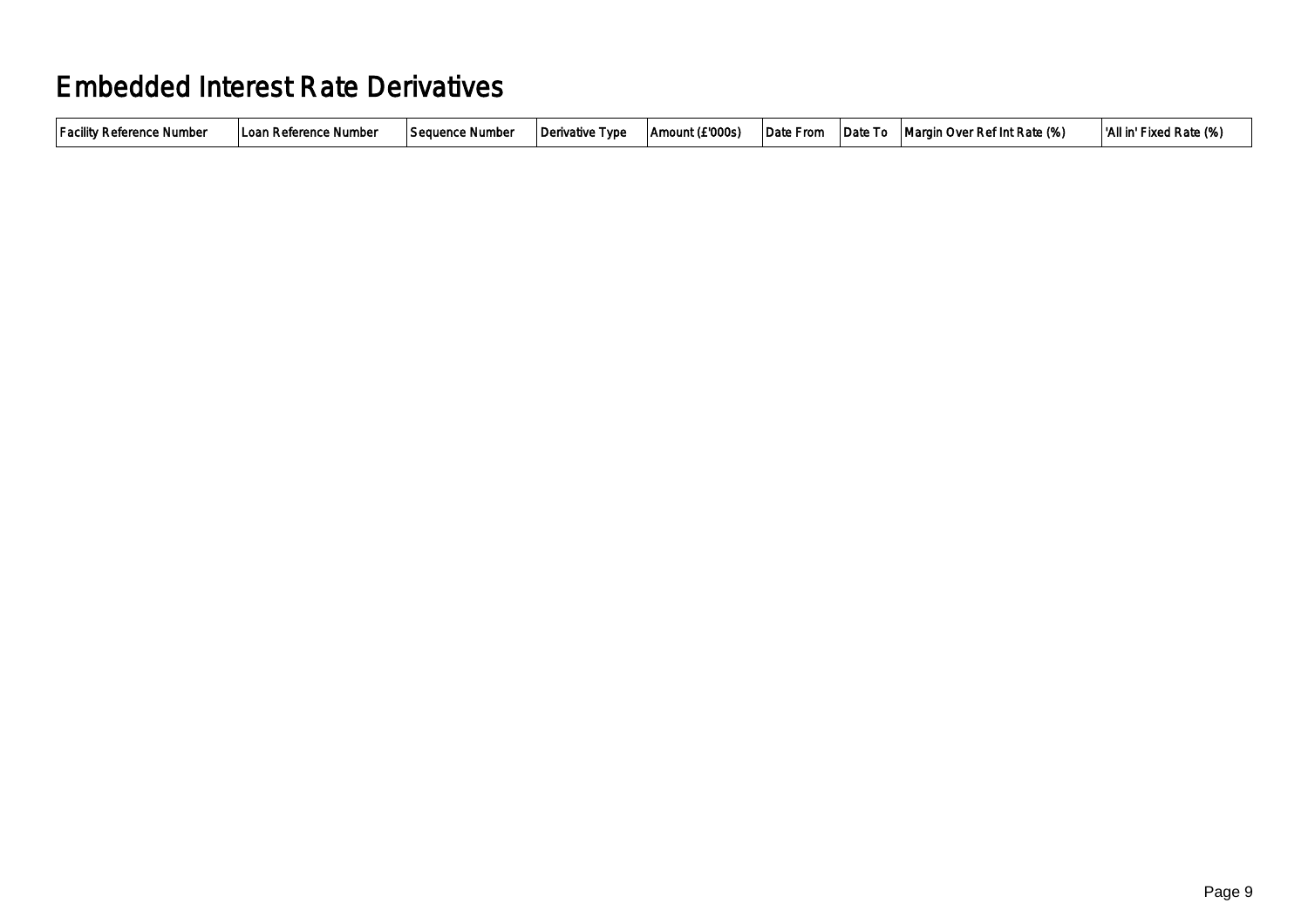# Embedded Interest Rate Derivatives

| Facility Reference Number | Loan Reference Number | Sequence Number | Derivative Type | Amount (£'000s) | Date From | Date To | Margin Over Ref Int Rate (%) | 'All in' Fixed Rate (%) |
|---|---|---|---|---|---|---|---|---|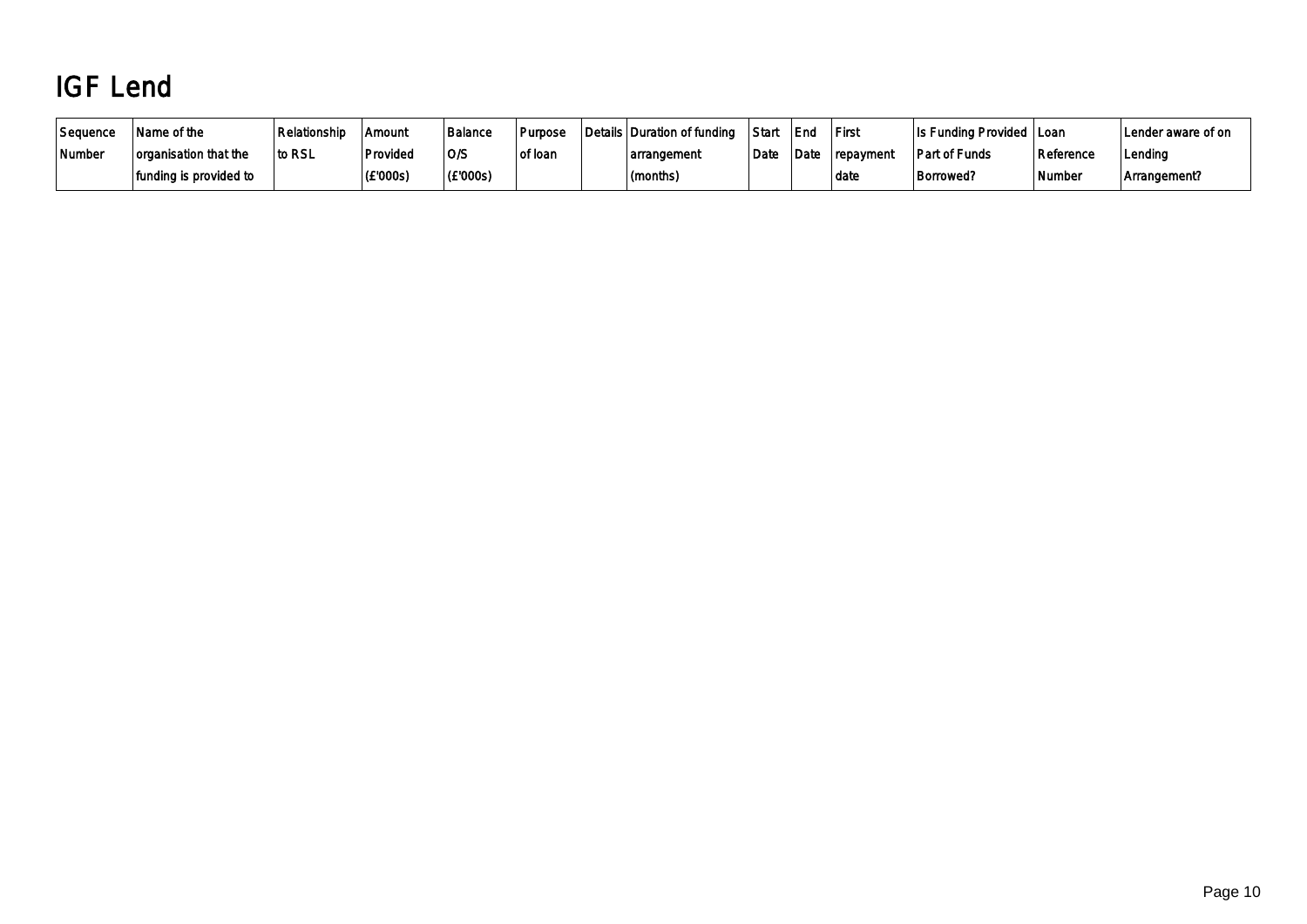# IGF Lend

| Sequence Number | Name of the organisation that the funding is provided to | Relationship to RSL | Amount Provided (£'000s) | Balance O/S (£'000s) | Purpose of loan | Details | Duration of funding arrangement (months) | Start Date | End Date | First repayment date | Is Funding Provided Part of Funds Borrowed? | Loan Reference Number | Lender aware of on Lending Arrangement? |
|---|---|---|---|---|---|---|---|---|---|---|---|---|---|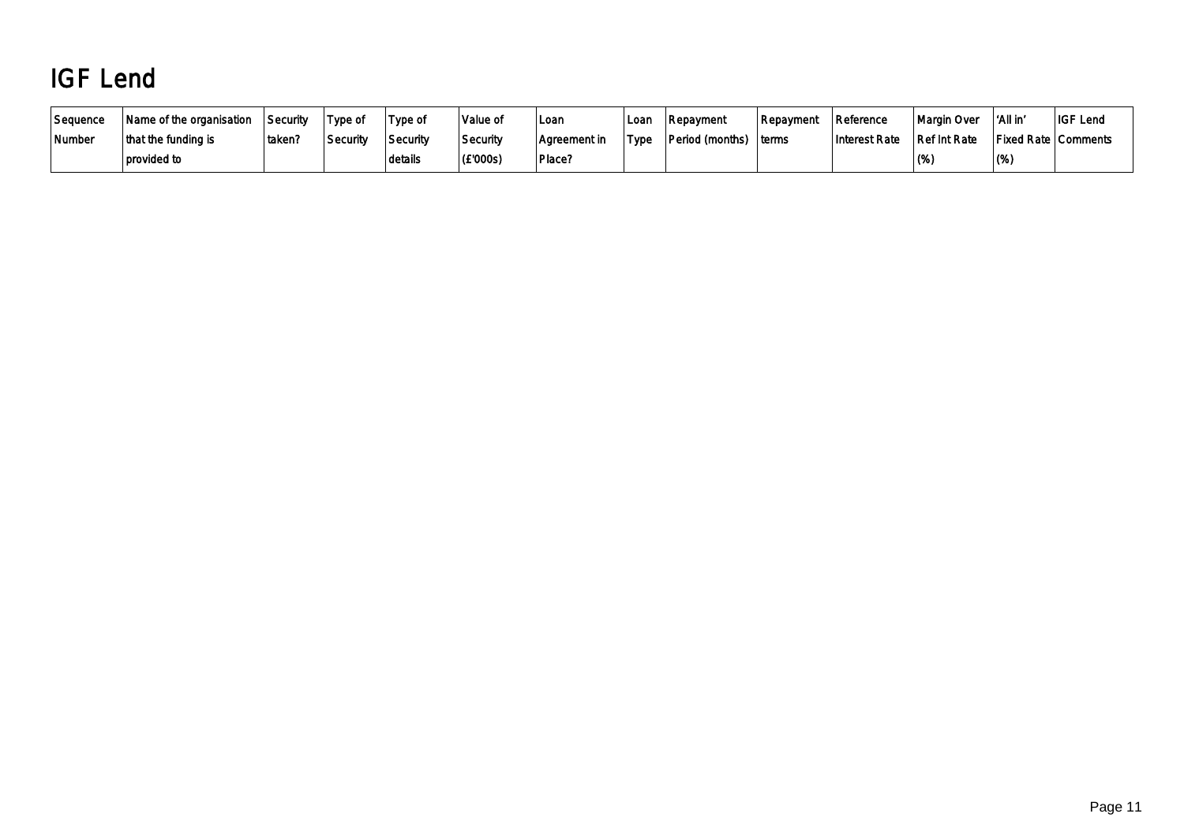# IGF Lend

| Sequence Number | Name of the organisation that the funding is provided to | Security taken? | Type of Security | Type of Security details | Value of Security (£'000s) | Loan Agreement in Place? | Loan Type | Repayment Period (months) | Repayment terms | Reference Interest Rate | Margin Over Ref Int Rate (%) | 'All in' Fixed Rate (%) | IGF Lend Comments |
|---|---|---|---|---|---|---|---|---|---|---|---|---|---|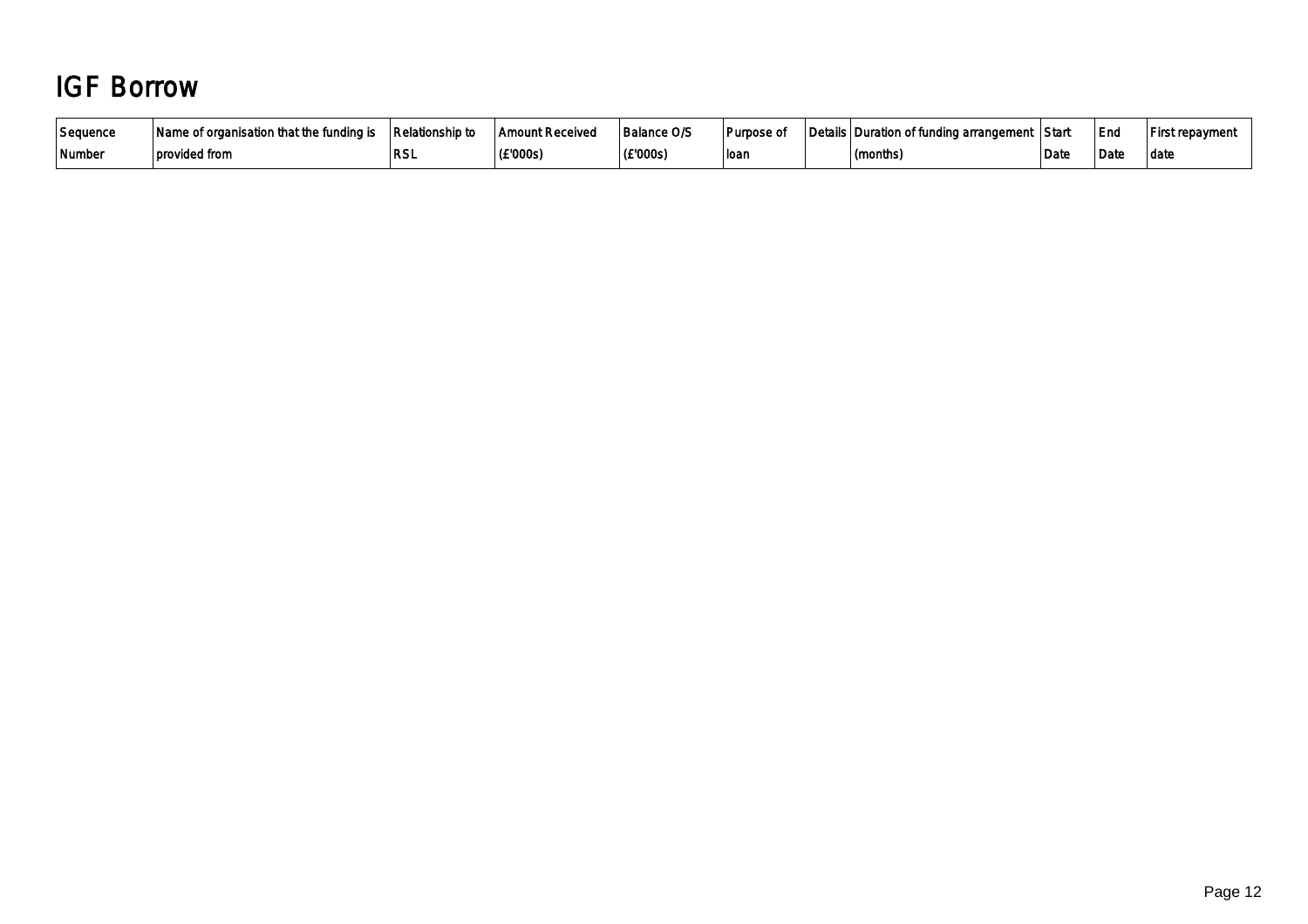# IGF Borrow

| Sequence Number | Name of organisation that the funding is provided from | Relationship to RSL | Amount Received (£'000s) | Balance O/S (£'000s) | Purpose of loan | Details | Duration of funding arrangement (months) | Start Date | End Date | First repayment date |
|---|---|---|---|---|---|---|---|---|---|---|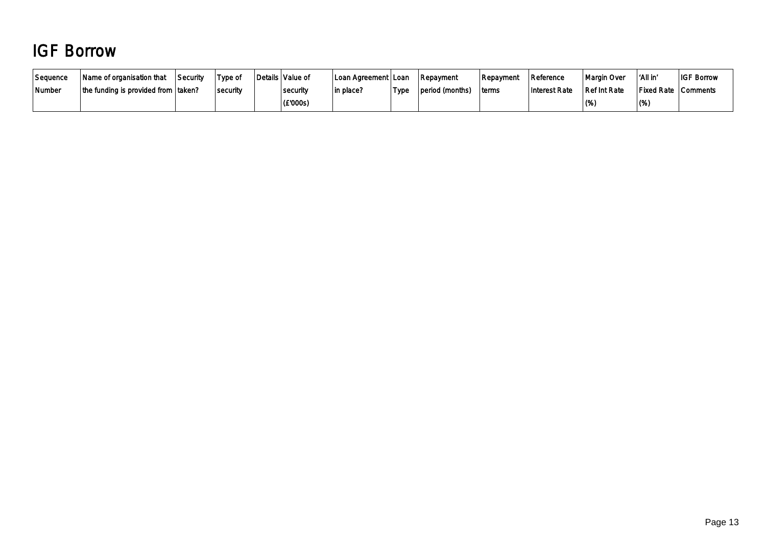# IGF Borrow

| Sequence Number | Name of organisation that the funding is provided from | Security taken? | Type of security | Details | Value of security (£'000s) | Loan Agreement in place? | Loan Type | Repayment period (months) | Repayment terms | Reference Interest Rate | Margin Over Ref Int Rate (%) | 'All in' Fixed Rate (%) | IGF Borrow Comments |
|---|---|---|---|---|---|---|---|---|---|---|---|---|---|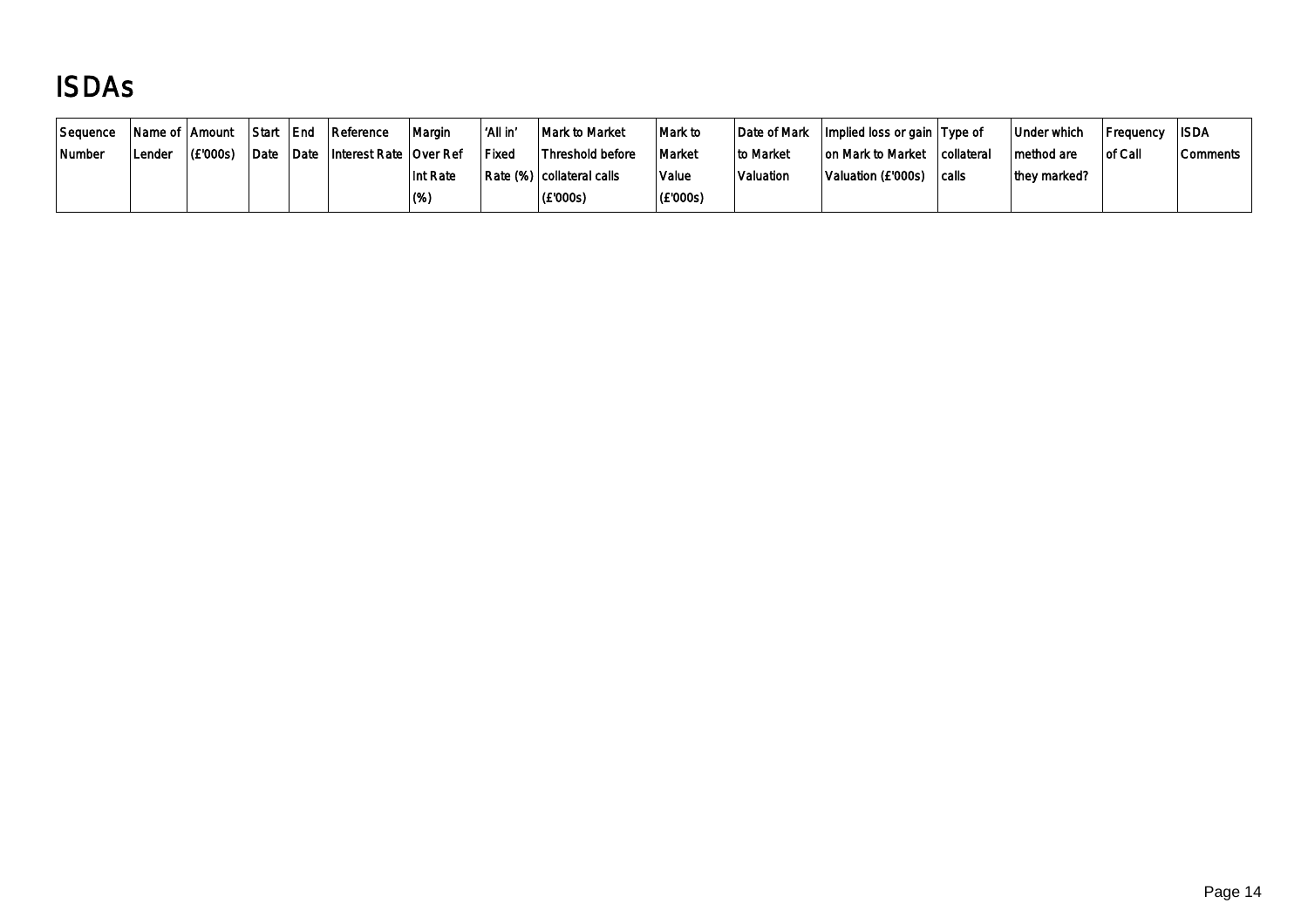# ISDAs

| Sequence Number | Name of Lender | Amount (£'000s) | Start Date | End Date | Reference Interest Rate | Margin Over Ref Int Rate (%) | 'All in' Fixed Rate (%) | Mark to Market Threshold before collateral calls (£'000s) | Mark to Market Value (£'000s) | Date of Mark to Market Valuation | Implied loss or gain on Mark to Market Valuation (£'000s) | Type of collateral calls | Under which method are they marked? | Frequency of Call | ISDA Comments |
| --- | --- | --- | --- | --- | --- | --- | --- | --- | --- | --- | --- | --- | --- | --- | --- |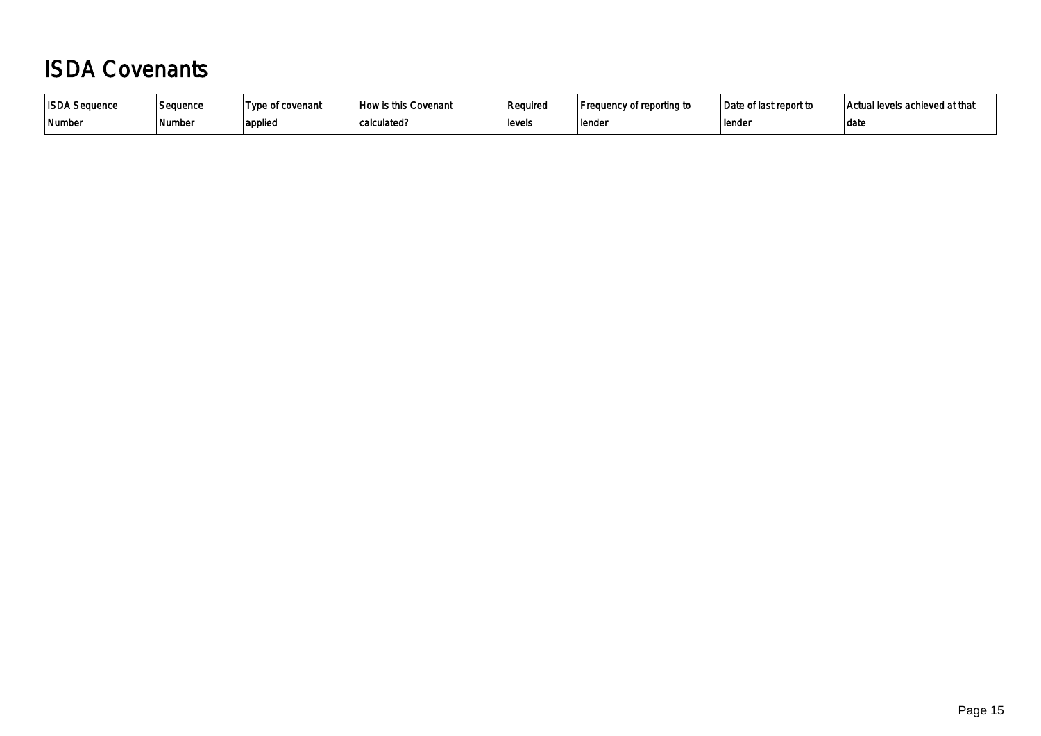# ISDA Covenants

| ISDA Sequence Number | Sequence Number | Type of covenant applied | How is this Covenant calculated? | Required levels | Frequency of reporting to lender | Date of last report to lender | Actual levels achieved at that date |
|---|---|---|---|---|---|---|---|